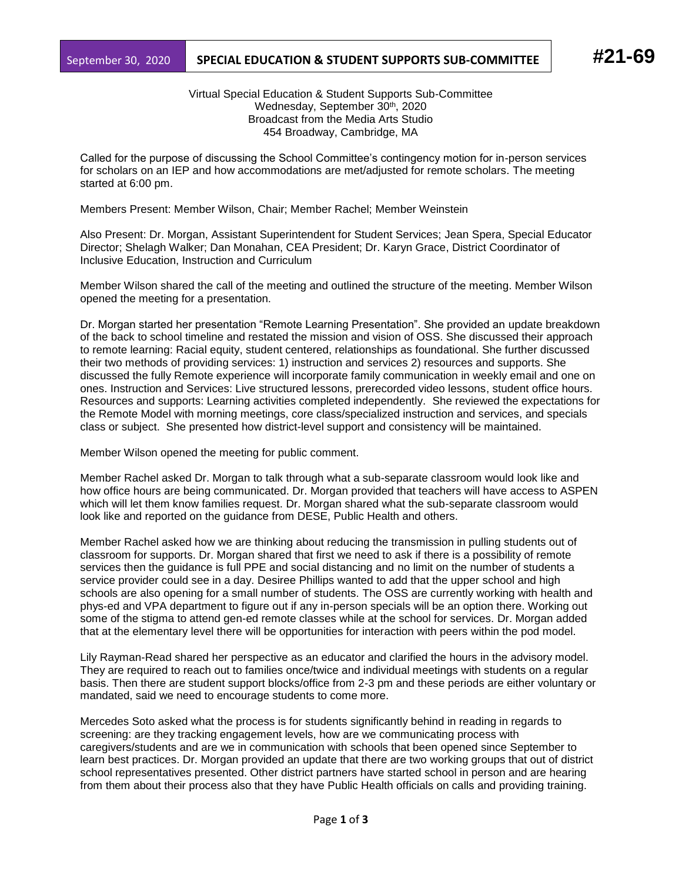September 30, 2020 | **SPECIAL EDUCATION & STUDENT SUPPORTS SUB-COMMITTEE** | **#21-69**

Virtual Special Education & Student Supports Sub-Committee
Wednesday, September 30th, 2020
Broadcast from the Media Arts Studio
454 Broadway, Cambridge, MA

Called for the purpose of discussing the School Committee's contingency motion for in-person services for scholars on an IEP and how accommodations are met/adjusted for remote scholars. The meeting started at 6:00 pm.

Members Present: Member Wilson, Chair; Member Rachel; Member Weinstein

Also Present: Dr. Morgan, Assistant Superintendent for Student Services; Jean Spera, Special Educator Director; Shelagh Walker; Dan Monahan, CEA President; Dr. Karyn Grace, District Coordinator of Inclusive Education, Instruction and Curriculum

Member Wilson shared the call of the meeting and outlined the structure of the meeting. Member Wilson opened the meeting for a presentation.

Dr. Morgan started her presentation "Remote Learning Presentation". She provided an update breakdown of the back to school timeline and restated the mission and vision of OSS. She discussed their approach to remote learning: Racial equity, student centered, relationships as foundational. She further discussed their two methods of providing services: 1) instruction and services 2) resources and supports. She discussed the fully Remote experience will incorporate family communication in weekly email and one on ones. Instruction and Services: Live structured lessons, prerecorded video lessons, student office hours. Resources and supports: Learning activities completed independently. She reviewed the expectations for the Remote Model with morning meetings, core class/specialized instruction and services, and specials class or subject. She presented how district-level support and consistency will be maintained.

Member Wilson opened the meeting for public comment.

Member Rachel asked Dr. Morgan to talk through what a sub-separate classroom would look like and how office hours are being communicated. Dr. Morgan provided that teachers will have access to ASPEN which will let them know families request. Dr. Morgan shared what the sub-separate classroom would look like and reported on the guidance from DESE, Public Health and others.

Member Rachel asked how we are thinking about reducing the transmission in pulling students out of classroom for supports. Dr. Morgan shared that first we need to ask if there is a possibility of remote services then the guidance is full PPE and social distancing and no limit on the number of students a service provider could see in a day. Desiree Phillips wanted to add that the upper school and high schools are also opening for a small number of students. The OSS are currently working with health and phys-ed and VPA department to figure out if any in-person specials will be an option there. Working out some of the stigma to attend gen-ed remote classes while at the school for services. Dr. Morgan added that at the elementary level there will be opportunities for interaction with peers within the pod model.

Lily Rayman-Read shared her perspective as an educator and clarified the hours in the advisory model. They are required to reach out to families once/twice and individual meetings with students on a regular basis. Then there are student support blocks/office from 2-3 pm and these periods are either voluntary or mandated, said we need to encourage students to come more.

Mercedes Soto asked what the process is for students significantly behind in reading in regards to screening: are they tracking engagement levels, how are we communicating process with caregivers/students and are we in communication with schools that been opened since September to learn best practices. Dr. Morgan provided an update that there are two working groups that out of district school representatives presented. Other district partners have started school in person and are hearing from them about their process also that they have Public Health officials on calls and providing training.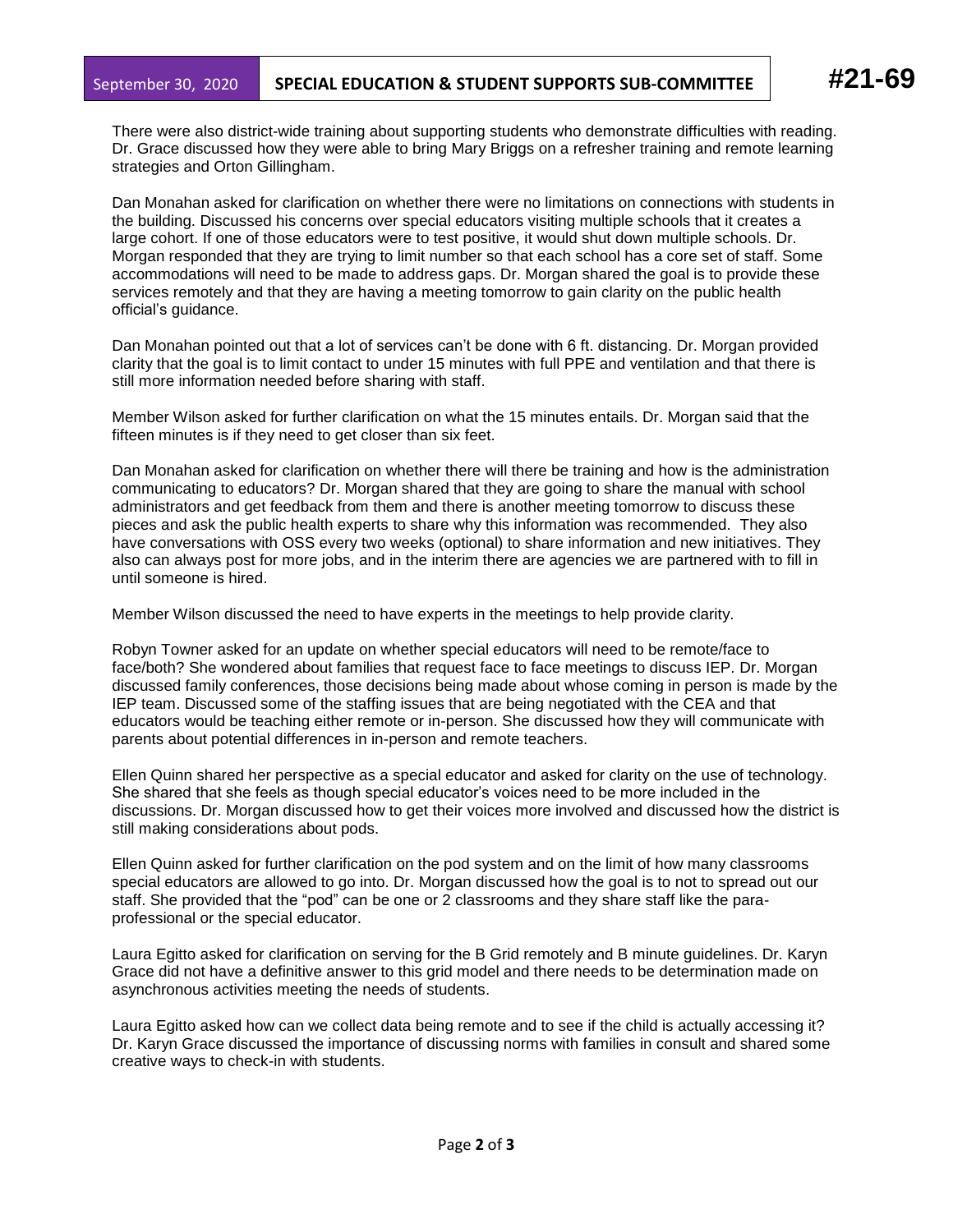There were also district-wide training about supporting students who demonstrate difficulties with reading. Dr. Grace discussed how they were able to bring Mary Briggs on a refresher training and remote learning strategies and Orton Gillingham.

Dan Monahan asked for clarification on whether there were no limitations on connections with students in the building. Discussed his concerns over special educators visiting multiple schools that it creates a large cohort. If one of those educators were to test positive, it would shut down multiple schools. Dr. Morgan responded that they are trying to limit number so that each school has a core set of staff. Some accommodations will need to be made to address gaps. Dr. Morgan shared the goal is to provide these services remotely and that they are having a meeting tomorrow to gain clarity on the public health official's guidance.

Dan Monahan pointed out that a lot of services can't be done with 6 ft. distancing. Dr. Morgan provided clarity that the goal is to limit contact to under 15 minutes with full PPE and ventilation and that there is still more information needed before sharing with staff.

Member Wilson asked for further clarification on what the 15 minutes entails. Dr. Morgan said that the fifteen minutes is if they need to get closer than six feet.

Dan Monahan asked for clarification on whether there will there be training and how is the administration communicating to educators? Dr. Morgan shared that they are going to share the manual with school administrators and get feedback from them and there is another meeting tomorrow to discuss these pieces and ask the public health experts to share why this information was recommended. They also have conversations with OSS every two weeks (optional) to share information and new initiatives. They also can always post for more jobs, and in the interim there are agencies we are partnered with to fill in until someone is hired.

Member Wilson discussed the need to have experts in the meetings to help provide clarity.

Robyn Towner asked for an update on whether special educators will need to be remote/face to face/both? She wondered about families that request face to face meetings to discuss IEP. Dr. Morgan discussed family conferences, those decisions being made about whose coming in person is made by the IEP team. Discussed some of the staffing issues that are being negotiated with the CEA and that educators would be teaching either remote or in-person. She discussed how they will communicate with parents about potential differences in in-person and remote teachers.

Ellen Quinn shared her perspective as a special educator and asked for clarity on the use of technology. She shared that she feels as though special educator's voices need to be more included in the discussions. Dr. Morgan discussed how to get their voices more involved and discussed how the district is still making considerations about pods.

Ellen Quinn asked for further clarification on the pod system and on the limit of how many classrooms special educators are allowed to go into. Dr. Morgan discussed how the goal is to not to spread out our staff. She provided that the "pod" can be one or 2 classrooms and they share staff like the para-professional or the special educator.

Laura Egitto asked for clarification on serving for the B Grid remotely and B minute guidelines. Dr. Karyn Grace did not have a definitive answer to this grid model and there needs to be determination made on asynchronous activities meeting the needs of students.

Laura Egitto asked how can we collect data being remote and to see if the child is actually accessing it? Dr. Karyn Grace discussed the importance of discussing norms with families in consult and shared some creative ways to check-in with students.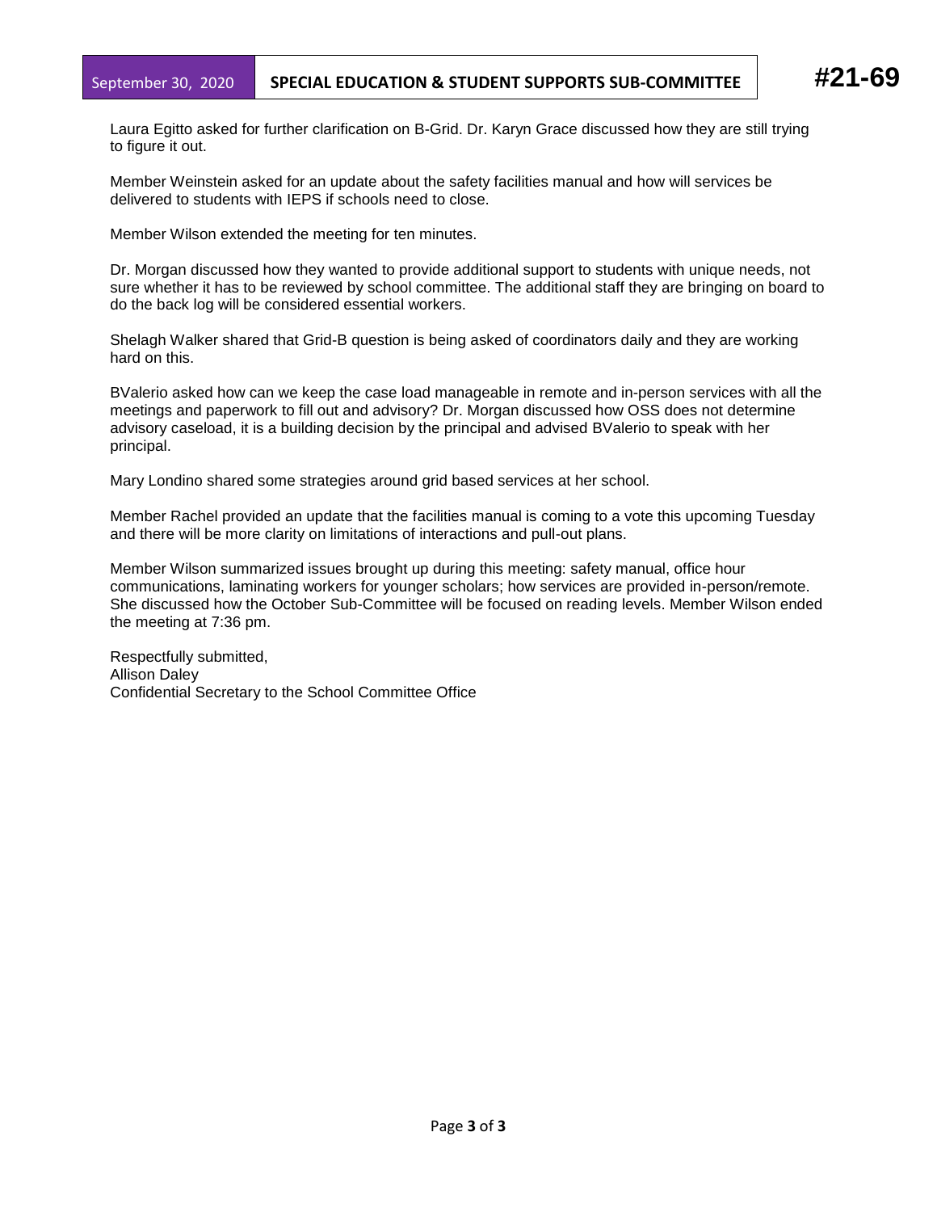Laura Egitto asked for further clarification on B-Grid. Dr. Karyn Grace discussed how they are still trying to figure it out.

Member Weinstein asked for an update about the safety facilities manual and how will services be delivered to students with IEPS if schools need to close.

Member Wilson extended the meeting for ten minutes.

Dr. Morgan discussed how they wanted to provide additional support to students with unique needs, not sure whether it has to be reviewed by school committee. The additional staff they are bringing on board to do the back log will be considered essential workers.

Shelagh Walker shared that Grid-B question is being asked of coordinators daily and they are working hard on this.

BValerio asked how can we keep the case load manageable in remote and in-person services with all the meetings and paperwork to fill out and advisory? Dr. Morgan discussed how OSS does not determine advisory caseload, it is a building decision by the principal and advised BValerio to speak with her principal.

Mary Londino shared some strategies around grid based services at her school.

Member Rachel provided an update that the facilities manual is coming to a vote this upcoming Tuesday and there will be more clarity on limitations of interactions and pull-out plans.

Member Wilson summarized issues brought up during this meeting: safety manual, office hour communications, laminating workers for younger scholars; how services are provided in-person/remote. She discussed how the October Sub-Committee will be focused on reading levels. Member Wilson ended the meeting at 7:36 pm.

Respectfully submitted,
Allison Daley
Confidential Secretary to the School Committee Office